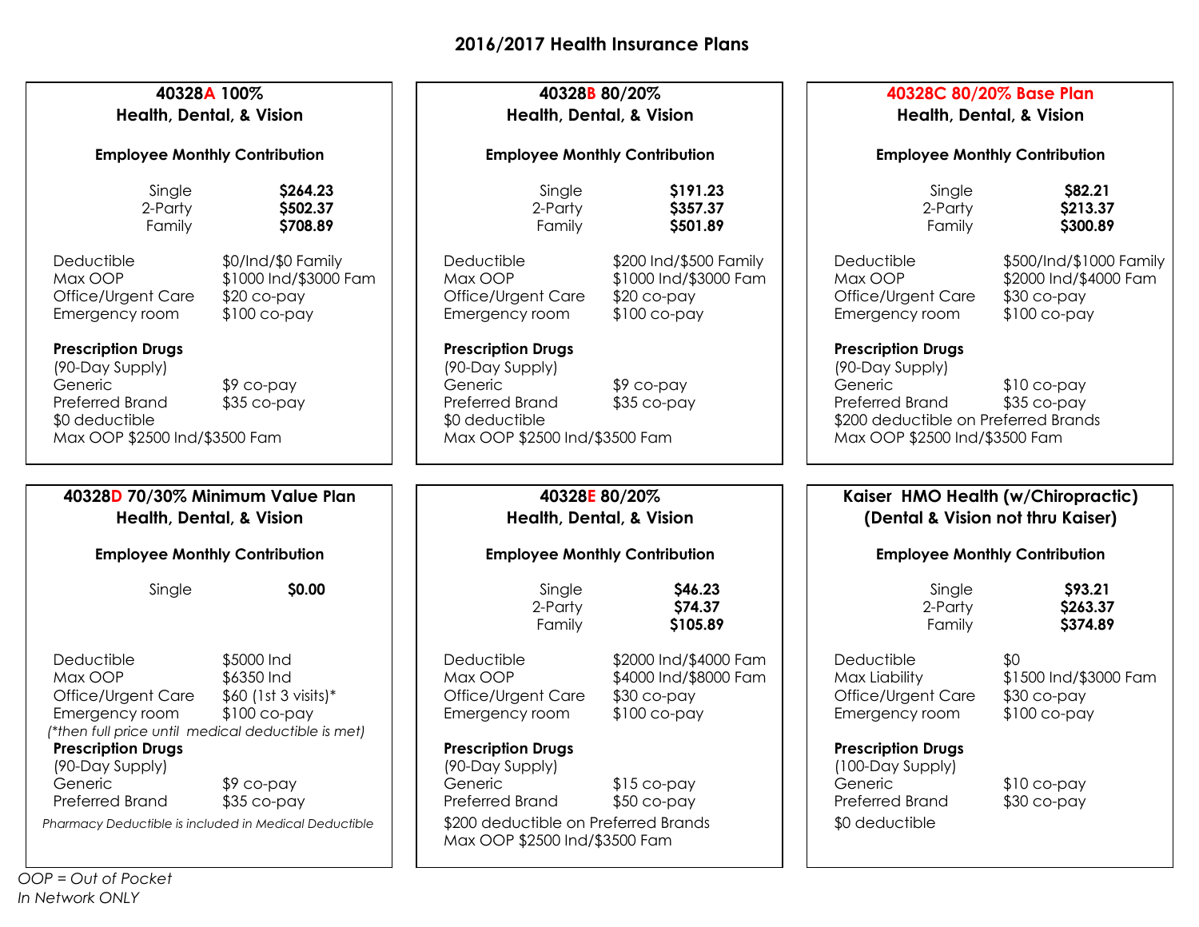# 2016/2017 Health Insurance Plans

## 40328A 100%
### Health, Dental, & Vision

**Employee Monthly Contribution**

| | |
|---|---|
| Single | **$264.23** |
| 2-Party | **$502.37** |
| Family | **$708.89** |

| | |
|---|---|
| Deductible | $0/Ind/$0 Family |
| Max OOP | $1000 Ind/$3000 Fam |
| Office/Urgent Care | $20 co-pay |
| Emergency room | $100 co-pay |

**Prescription Drugs**
(90-Day Supply)

| | |
|---|---|
| Generic | $9 co-pay |
| Preferred Brand | $35 co-pay |

$0 deductible
Max OOP $2500 Ind/$3500 Fam

## 40328B 80/20%
### Health, Dental, & Vision

**Employee Monthly Contribution**

| | |
|---|---|
| Single | **$191.23** |
| 2-Party | **$357.37** |
| Family | **$501.89** |

| | |
|---|---|
| Deductible | $200 Ind/$500 Family |
| Max OOP | $1000 Ind/$3000 Fam |
| Office/Urgent Care | $20 co-pay |
| Emergency room | $100 co-pay |

**Prescription Drugs**
(90-Day Supply)

| | |
|---|---|
| Generic | $9 co-pay |
| Preferred Brand | $35 co-pay |

$0 deductible
Max OOP $2500 Ind/$3500 Fam

## 40328C 80/20% Base Plan
### Health, Dental, & Vision

**Employee Monthly Contribution**

| | |
|---|---|
| Single | **$82.21** |
| 2-Party | **$213.37** |
| Family | **$300.89** |

| | |
|---|---|
| Deductible | $500/Ind/$1000 Family |
| Max OOP | $2000 Ind/$4000 Fam |
| Office/Urgent Care | $30 co-pay |
| Emergency room | $100 co-pay |

**Prescription Drugs**
(90-Day Supply)

| | |
|---|---|
| Generic | $10 co-pay |
| Preferred Brand | $35 co-pay |

$200 deductible on Preferred Brands
Max OOP $2500 Ind/$3500 Fam

## 40328D 70/30% Minimum Value Plan
### Health, Dental, & Vision

**Employee Monthly Contribution**

| | |
|---|---|
| Single | **$0.00** |

| | |
|---|---|
| Deductible | $5000 Ind |
| Max OOP | $6350 Ind |
| Office/Urgent Care | $60 (1st 3 visits)* |
| Emergency room | $100 co-pay |

*(\*then full price until medical deductible is met)*

**Prescription Drugs**
(90-Day Supply)

| | |
|---|---|
| Generic | $9 co-pay |
| Preferred Brand | $35 co-pay |

*Pharmacy Deductible is included in Medical Deductible*

## 40328E 80/20%
### Health, Dental, & Vision

**Employee Monthly Contribution**

| | |
|---|---|
| Single | **$46.23** |
| 2-Party | **$74.37** |
| Family | **$105.89** |

| | |
|---|---|
| Deductible | $2000 Ind/$4000 Fam |
| Max OOP | $4000 Ind/$8000 Fam |
| Office/Urgent Care | $30 co-pay |
| Emergency room | $100 co-pay |

**Prescription Drugs**
(90-Day Supply)

| | |
|---|---|
| Generic | $15 co-pay |
| Preferred Brand | $50 co-pay |

$200 deductible on Preferred Brands
Max OOP $2500 Ind/$3500 Fam

## Kaiser HMO Health (w/Chiropractic)
### (Dental & Vision not thru Kaiser)

**Employee Monthly Contribution**

| | |
|---|---|
| Single | **$93.21** |
| 2-Party | **$263.37** |
| Family | **$374.89** |

| | |
|---|---|
| Deductible | $0 |
| Max Liability | $1500 Ind/$3000 Fam |
| Office/Urgent Care | $30 co-pay |
| Emergency room | $100 co-pay |

**Prescription Drugs**
(100-Day Supply)

| | |
|---|---|
| Generic | $10 co-pay |
| Preferred Brand | $30 co-pay |

$0 deductible

*OOP = Out of Pocket*
*In Network ONLY*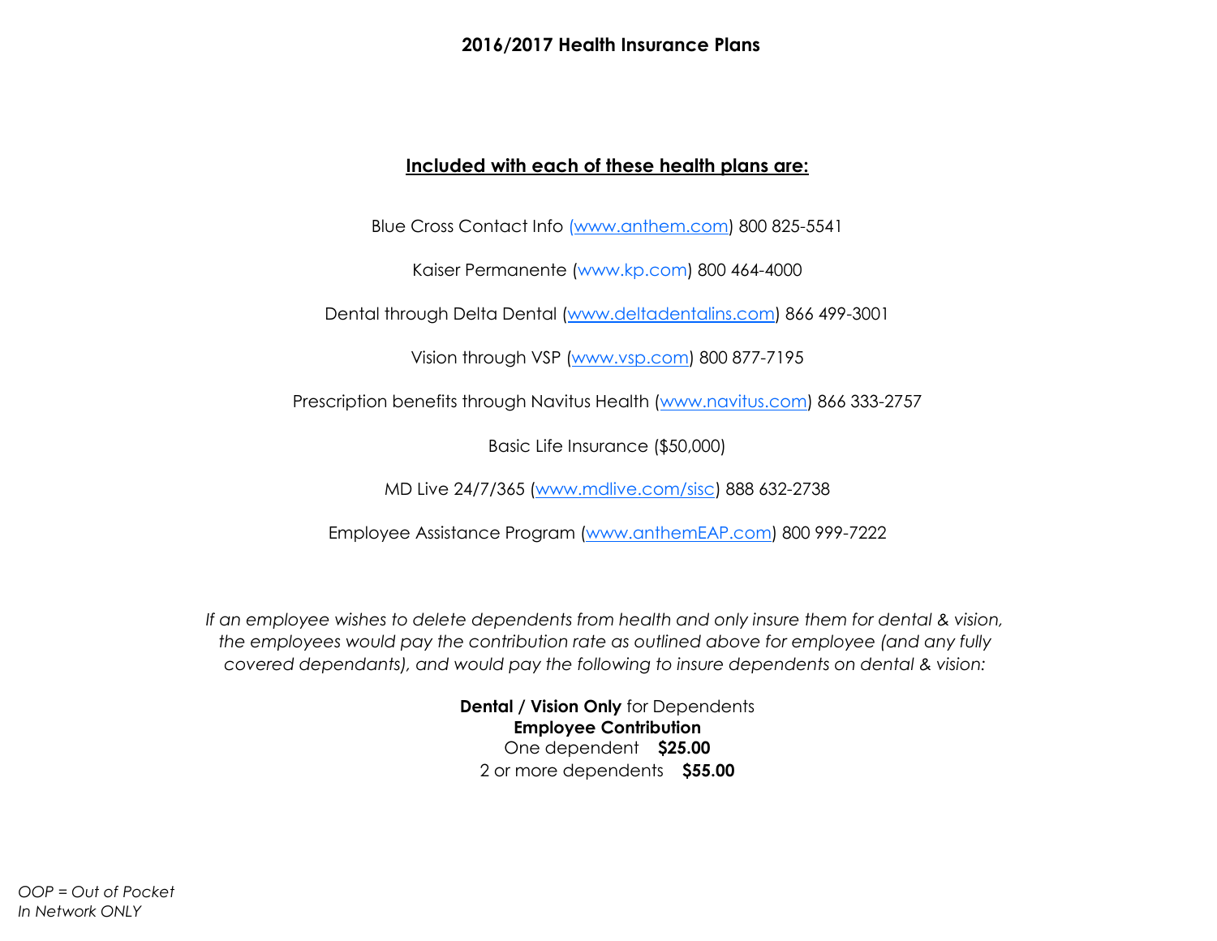**2016/2017 Health Insurance Plans**

**Included with each of these health plans are:**

Blue Cross Contact Info (www.anthem.com) 800 825-5541

Kaiser Permanente (www.kp.com) 800 464-4000

Dental through Delta Dental (www.deltadentalins.com) 866 499-3001

Vision through VSP (www.vsp.com) 800 877-7195

Prescription benefits through Navitus Health (www.navitus.com) 866 333-2757

Basic Life Insurance ($50,000)

MD Live 24/7/365 (www.mdlive.com/sisc) 888 632-2738

Employee Assistance Program (www.anthemEAP.com) 800 999-7222

*If an employee wishes to delete dependents from health and only insure them for dental & vision, the employees would pay the contribution rate as outlined above for employee (and any fully covered dependants), and would pay the following to insure dependents on dental & vision:*

**Dental / Vision Only** for Dependents
**Employee Contribution**
One dependent **$25.00**
2 or more dependents **$55.00**

*OOP = Out of Pocket*
*In Network ONLY*